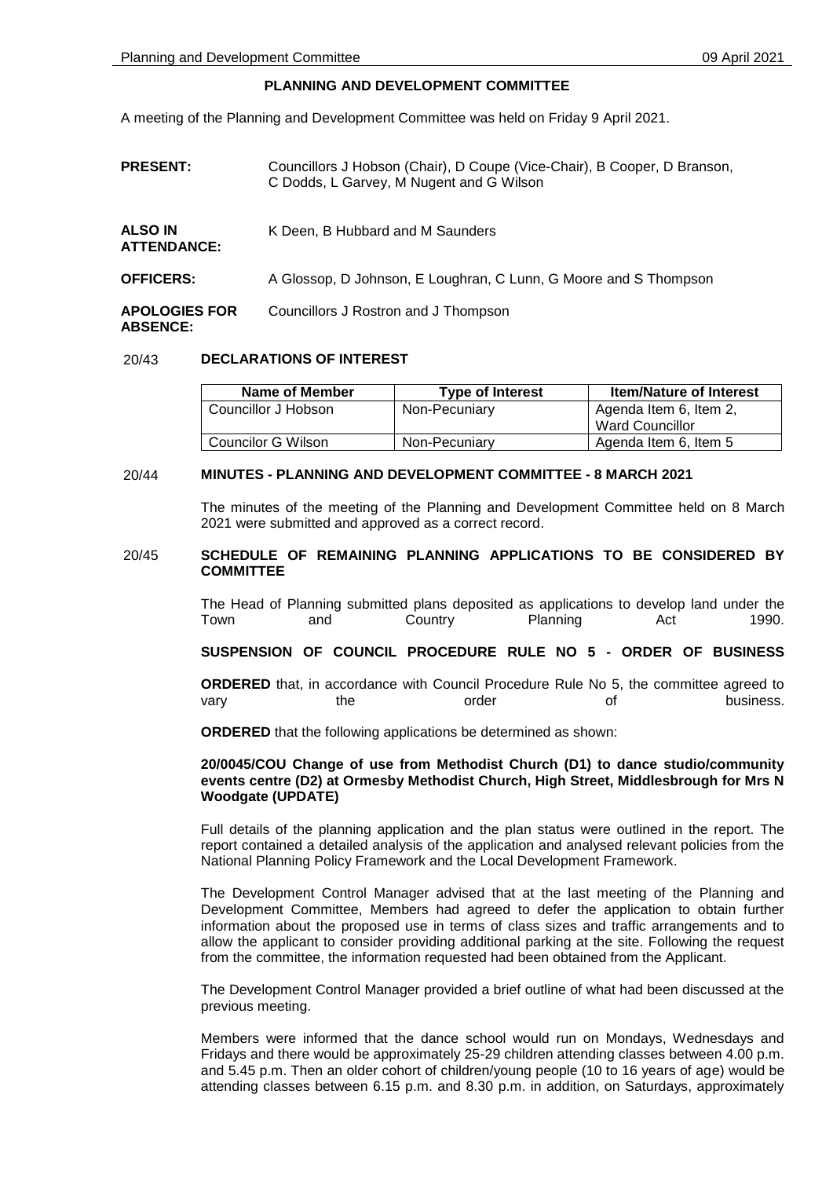# PLANNING AND DEVELOPMENT COMMITTEE

A meeting of the Planning and Development Committee was held on Friday 9 April 2021.

**PRESENT:** Councillors J Hobson (Chair), D Coupe (Vice-Chair), B Cooper, D Branson, C Dodds, L Garvey, M Nugent and G Wilson

**ALSO IN ATTENDANCE:** K Deen, B Hubbard and M Saunders

**OFFICERS:** A Glossop, D Johnson, E Loughran, C Lunn, G Moore and S Thompson

**APOLOGIES FOR ABSENCE:** Councillors J Rostron and J Thompson

## 20/43 DECLARATIONS OF INTEREST

| Name of Member | Type of Interest | Item/Nature of Interest |
| --- | --- | --- |
| Councillor J Hobson | Non-Pecuniary | Agenda Item 6, Item 2, Ward Councillor |
| Councilor G Wilson | Non-Pecuniary | Agenda Item 6, Item 5 |

## 20/44 MINUTES - PLANNING AND DEVELOPMENT COMMITTEE - 8 MARCH 2021

The minutes of the meeting of the Planning and Development Committee held on 8 March 2021 were submitted and approved as a correct record.

## 20/45 SCHEDULE OF REMAINING PLANNING APPLICATIONS TO BE CONSIDERED BY COMMITTEE

The Head of Planning submitted plans deposited as applications to develop land under the Town and Country Planning Act 1990.

**SUSPENSION OF COUNCIL PROCEDURE RULE NO 5 - ORDER OF BUSINESS**

**ORDERED** that, in accordance with Council Procedure Rule No 5, the committee agreed to vary the order of business.

**ORDERED** that the following applications be determined as shown:

**20/0045/COU Change of use from Methodist Church (D1) to dance studio/community events centre (D2) at Ormesby Methodist Church, High Street, Middlesbrough for Mrs N Woodgate (UPDATE)**

Full details of the planning application and the plan status were outlined in the report. The report contained a detailed analysis of the application and analysed relevant policies from the National Planning Policy Framework and the Local Development Framework.

The Development Control Manager advised that at the last meeting of the Planning and Development Committee, Members had agreed to defer the application to obtain further information about the proposed use in terms of class sizes and traffic arrangements and to allow the applicant to consider providing additional parking at the site. Following the request from the committee, the information requested had been obtained from the Applicant.

The Development Control Manager provided a brief outline of what had been discussed at the previous meeting.

Members were informed that the dance school would run on Mondays, Wednesdays and Fridays and there would be approximately 25-29 children attending classes between 4.00 p.m. and 5.45 p.m. Then an older cohort of children/young people (10 to 16 years of age) would be attending classes between 6.15 p.m. and 8.30 p.m. in addition, on Saturdays, approximately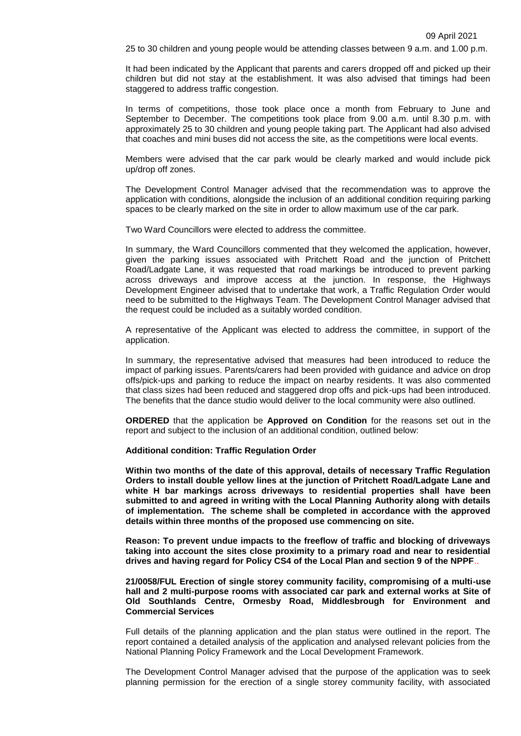25 to 30 children and young people would be attending classes between 9 a.m. and 1.00 p.m.

It had been indicated by the Applicant that parents and carers dropped off and picked up their children but did not stay at the establishment. It was also advised that timings had been staggered to address traffic congestion.

In terms of competitions, those took place once a month from February to June and September to December. The competitions took place from 9.00 a.m. until 8.30 p.m. with approximately 25 to 30 children and young people taking part. The Applicant had also advised that coaches and mini buses did not access the site, as the competitions were local events.

Members were advised that the car park would be clearly marked and would include pick up/drop off zones.

The Development Control Manager advised that the recommendation was to approve the application with conditions, alongside the inclusion of an additional condition requiring parking spaces to be clearly marked on the site in order to allow maximum use of the car park.

Two Ward Councillors were elected to address the committee.

In summary, the Ward Councillors commented that they welcomed the application, however, given the parking issues associated with Pritchett Road and the junction of Pritchett Road/Ladgate Lane, it was requested that road markings be introduced to prevent parking across driveways and improve access at the junction. In response, the Highways Development Engineer advised that to undertake that work, a Traffic Regulation Order would need to be submitted to the Highways Team. The Development Control Manager advised that the request could be included as a suitably worded condition.

A representative of the Applicant was elected to address the committee, in support of the application.

In summary, the representative advised that measures had been introduced to reduce the impact of parking issues. Parents/carers had been provided with guidance and advice on drop offs/pick-ups and parking to reduce the impact on nearby residents. It was also commented that class sizes had been reduced and staggered drop offs and pick-ups had been introduced. The benefits that the dance studio would deliver to the local community were also outlined.

**ORDERED** that the application be **Approved on Condition** for the reasons set out in the report and subject to the inclusion of an additional condition, outlined below:

**Additional condition: Traffic Regulation Order**

**Within two months of the date of this approval, details of necessary Traffic Regulation Orders to install double yellow lines at the junction of Pritchett Road/Ladgate Lane and white H bar markings across driveways to residential properties shall have been submitted to and agreed in writing with the Local Planning Authority along with details of implementation. The scheme shall be completed in accordance with the approved details within three months of the proposed use commencing on site.**

**Reason: To prevent undue impacts to the freeflow of traffic and blocking of driveways taking into account the sites close proximity to a primary road and near to residential drives and having regard for Policy CS4 of the Local Plan and section 9 of the NPPF**..

**21/0058/FUL Erection of single storey community facility, compromising of a multi-use hall and 2 multi-purpose rooms with associated car park and external works at Site of Old Southlands Centre, Ormesby Road, Middlesbrough for Environment and Commercial Services**

Full details of the planning application and the plan status were outlined in the report. The report contained a detailed analysis of the application and analysed relevant policies from the National Planning Policy Framework and the Local Development Framework.

The Development Control Manager advised that the purpose of the application was to seek planning permission for the erection of a single storey community facility, with associated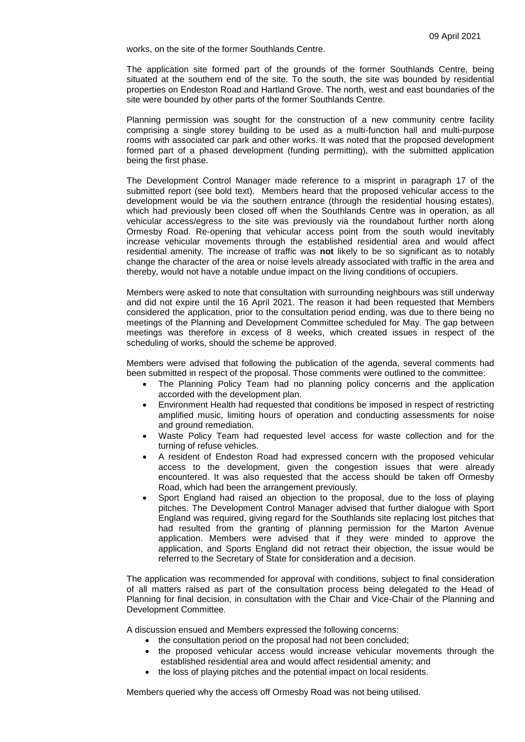works, on the site of the former Southlands Centre.

The application site formed part of the grounds of the former Southlands Centre, being situated at the southern end of the site. To the south, the site was bounded by residential properties on Endeston Road and Hartland Grove. The north, west and east boundaries of the site were bounded by other parts of the former Southlands Centre.

Planning permission was sought for the construction of a new community centre facility comprising a single storey building to be used as a multi-function hall and multi-purpose rooms with associated car park and other works. It was noted that the proposed development formed part of a phased development (funding permitting), with the submitted application being the first phase.

The Development Control Manager made reference to a misprint in paragraph 17 of the submitted report (see bold text). Members heard that the proposed vehicular access to the development would be via the southern entrance (through the residential housing estates), which had previously been closed off when the Southlands Centre was in operation, as all vehicular access/egress to the site was previously via the roundabout further north along Ormesby Road. Re-opening that vehicular access point from the south would inevitably increase vehicular movements through the established residential area and would affect residential amenity. The increase of traffic was **not** likely to be so significant as to notably change the character of the area or noise levels already associated with traffic in the area and thereby, would not have a notable undue impact on the living conditions of occupiers.

Members were asked to note that consultation with surrounding neighbours was still underway and did not expire until the 16 April 2021. The reason it had been requested that Members considered the application, prior to the consultation period ending, was due to there being no meetings of the Planning and Development Committee scheduled for May. The gap between meetings was therefore in excess of 8 weeks, which created issues in respect of the scheduling of works, should the scheme be approved.

Members were advised that following the publication of the agenda, several comments had been submitted in respect of the proposal. Those comments were outlined to the committee:

- The Planning Policy Team had no planning policy concerns and the application accorded with the development plan.
- Environment Health had requested that conditions be imposed in respect of restricting amplified music, limiting hours of operation and conducting assessments for noise and ground remediation.
- Waste Policy Team had requested level access for waste collection and for the turning of refuse vehicles.
- A resident of Endeston Road had expressed concern with the proposed vehicular access to the development, given the congestion issues that were already encountered. It was also requested that the access should be taken off Ormesby Road, which had been the arrangement previously.
- Sport England had raised an objection to the proposal, due to the loss of playing pitches. The Development Control Manager advised that further dialogue with Sport England was required, giving regard for the Southlands site replacing lost pitches that had resulted from the granting of planning permission for the Marton Avenue application. Members were advised that if they were minded to approve the application, and Sports England did not retract their objection, the issue would be referred to the Secretary of State for consideration and a decision.

The application was recommended for approval with conditions, subject to final consideration of all matters raised as part of the consultation process being delegated to the Head of Planning for final decision, in consultation with the Chair and Vice-Chair of the Planning and Development Committee.

A discussion ensued and Members expressed the following concerns:

- the consultation period on the proposal had not been concluded;
- the proposed vehicular access would increase vehicular movements through the established residential area and would affect residential amenity; and
- the loss of playing pitches and the potential impact on local residents.

Members queried why the access off Ormesby Road was not being utilised.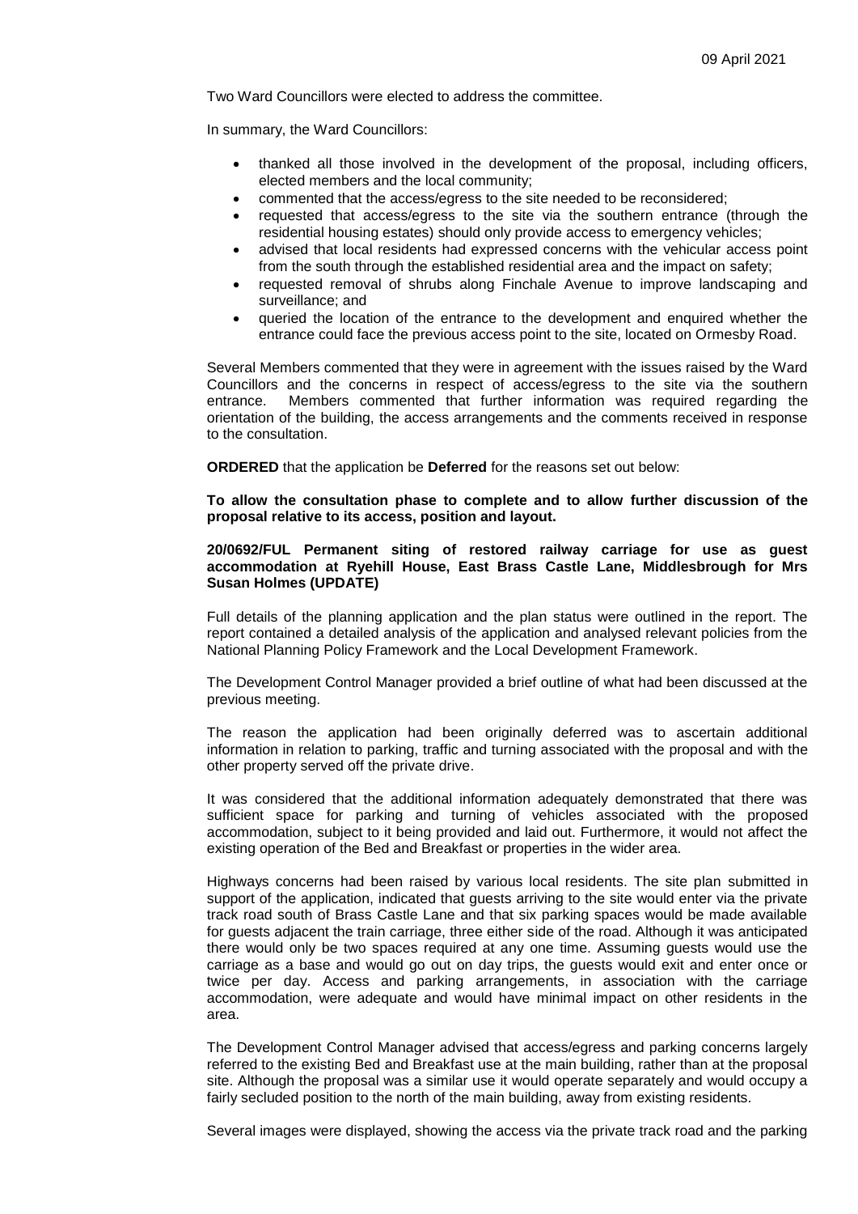Two Ward Councillors were elected to address the committee.

In summary, the Ward Councillors:

- thanked all those involved in the development of the proposal, including officers, elected members and the local community;
- commented that the access/egress to the site needed to be reconsidered;
- requested that access/egress to the site via the southern entrance (through the residential housing estates) should only provide access to emergency vehicles;
- advised that local residents had expressed concerns with the vehicular access point from the south through the established residential area and the impact on safety;
- requested removal of shrubs along Finchale Avenue to improve landscaping and surveillance; and
- queried the location of the entrance to the development and enquired whether the entrance could face the previous access point to the site, located on Ormesby Road.

Several Members commented that they were in agreement with the issues raised by the Ward Councillors and the concerns in respect of access/egress to the site via the southern entrance. Members commented that further information was required regarding the orientation of the building, the access arrangements and the comments received in response to the consultation.

**ORDERED** that the application be **Deferred** for the reasons set out below:

**To allow the consultation phase to complete and to allow further discussion of the proposal relative to its access, position and layout.**

**20/0692/FUL Permanent siting of restored railway carriage for use as guest accommodation at Ryehill House, East Brass Castle Lane, Middlesbrough for Mrs Susan Holmes (UPDATE)**

Full details of the planning application and the plan status were outlined in the report. The report contained a detailed analysis of the application and analysed relevant policies from the National Planning Policy Framework and the Local Development Framework.

The Development Control Manager provided a brief outline of what had been discussed at the previous meeting.

The reason the application had been originally deferred was to ascertain additional information in relation to parking, traffic and turning associated with the proposal and with the other property served off the private drive.

It was considered that the additional information adequately demonstrated that there was sufficient space for parking and turning of vehicles associated with the proposed accommodation, subject to it being provided and laid out. Furthermore, it would not affect the existing operation of the Bed and Breakfast or properties in the wider area.

Highways concerns had been raised by various local residents. The site plan submitted in support of the application, indicated that guests arriving to the site would enter via the private track road south of Brass Castle Lane and that six parking spaces would be made available for guests adjacent the train carriage, three either side of the road. Although it was anticipated there would only be two spaces required at any one time. Assuming guests would use the carriage as a base and would go out on day trips, the guests would exit and enter once or twice per day. Access and parking arrangements, in association with the carriage accommodation, were adequate and would have minimal impact on other residents in the area.

The Development Control Manager advised that access/egress and parking concerns largely referred to the existing Bed and Breakfast use at the main building, rather than at the proposal site. Although the proposal was a similar use it would operate separately and would occupy a fairly secluded position to the north of the main building, away from existing residents.

Several images were displayed, showing the access via the private track road and the parking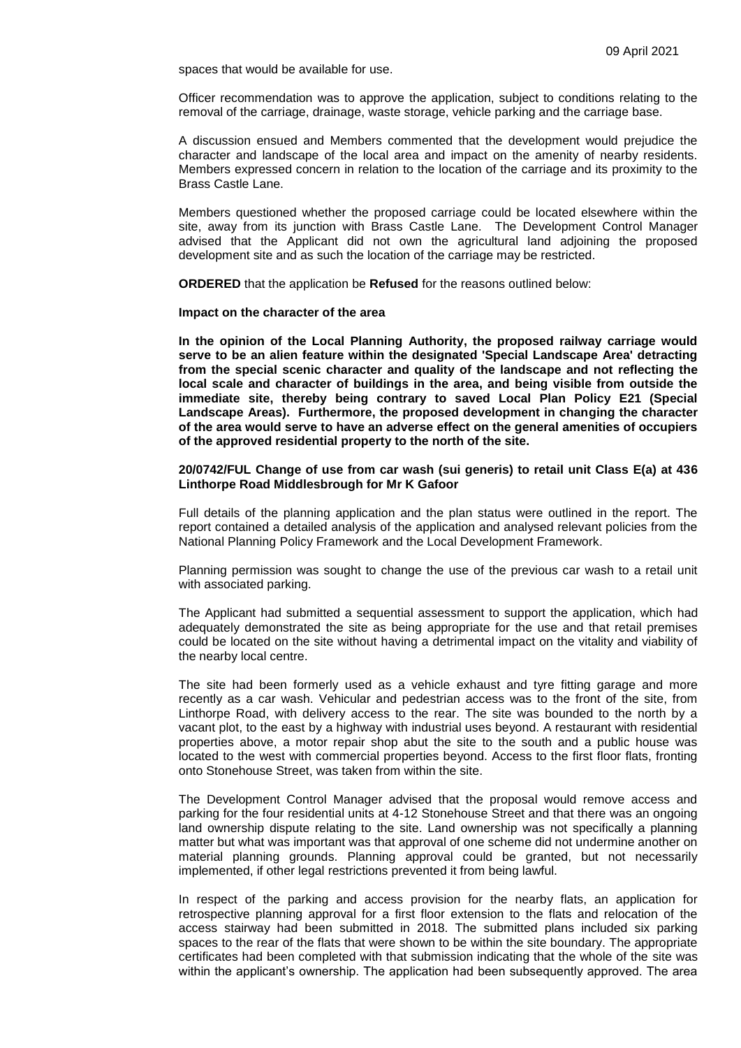spaces that would be available for use.

Officer recommendation was to approve the application, subject to conditions relating to the removal of the carriage, drainage, waste storage, vehicle parking and the carriage base.

A discussion ensued and Members commented that the development would prejudice the character and landscape of the local area and impact on the amenity of nearby residents. Members expressed concern in relation to the location of the carriage and its proximity to the Brass Castle Lane.

Members questioned whether the proposed carriage could be located elsewhere within the site, away from its junction with Brass Castle Lane. The Development Control Manager advised that the Applicant did not own the agricultural land adjoining the proposed development site and as such the location of the carriage may be restricted.

**ORDERED** that the application be **Refused** for the reasons outlined below:

**Impact on the character of the area**

**In the opinion of the Local Planning Authority, the proposed railway carriage would serve to be an alien feature within the designated 'Special Landscape Area' detracting from the special scenic character and quality of the landscape and not reflecting the local scale and character of buildings in the area, and being visible from outside the immediate site, thereby being contrary to saved Local Plan Policy E21 (Special Landscape Areas). Furthermore, the proposed development in changing the character of the area would serve to have an adverse effect on the general amenities of occupiers of the approved residential property to the north of the site.**

**20/0742/FUL Change of use from car wash (sui generis) to retail unit Class E(a) at 436 Linthorpe Road Middlesbrough for Mr K Gafoor**

Full details of the planning application and the plan status were outlined in the report. The report contained a detailed analysis of the application and analysed relevant policies from the National Planning Policy Framework and the Local Development Framework.

Planning permission was sought to change the use of the previous car wash to a retail unit with associated parking.

The Applicant had submitted a sequential assessment to support the application, which had adequately demonstrated the site as being appropriate for the use and that retail premises could be located on the site without having a detrimental impact on the vitality and viability of the nearby local centre.

The site had been formerly used as a vehicle exhaust and tyre fitting garage and more recently as a car wash. Vehicular and pedestrian access was to the front of the site, from Linthorpe Road, with delivery access to the rear. The site was bounded to the north by a vacant plot, to the east by a highway with industrial uses beyond. A restaurant with residential properties above, a motor repair shop abut the site to the south and a public house was located to the west with commercial properties beyond. Access to the first floor flats, fronting onto Stonehouse Street, was taken from within the site.

The Development Control Manager advised that the proposal would remove access and parking for the four residential units at 4-12 Stonehouse Street and that there was an ongoing land ownership dispute relating to the site. Land ownership was not specifically a planning matter but what was important was that approval of one scheme did not undermine another on material planning grounds. Planning approval could be granted, but not necessarily implemented, if other legal restrictions prevented it from being lawful.

In respect of the parking and access provision for the nearby flats, an application for retrospective planning approval for a first floor extension to the flats and relocation of the access stairway had been submitted in 2018. The submitted plans included six parking spaces to the rear of the flats that were shown to be within the site boundary. The appropriate certificates had been completed with that submission indicating that the whole of the site was within the applicant's ownership. The application had been subsequently approved. The area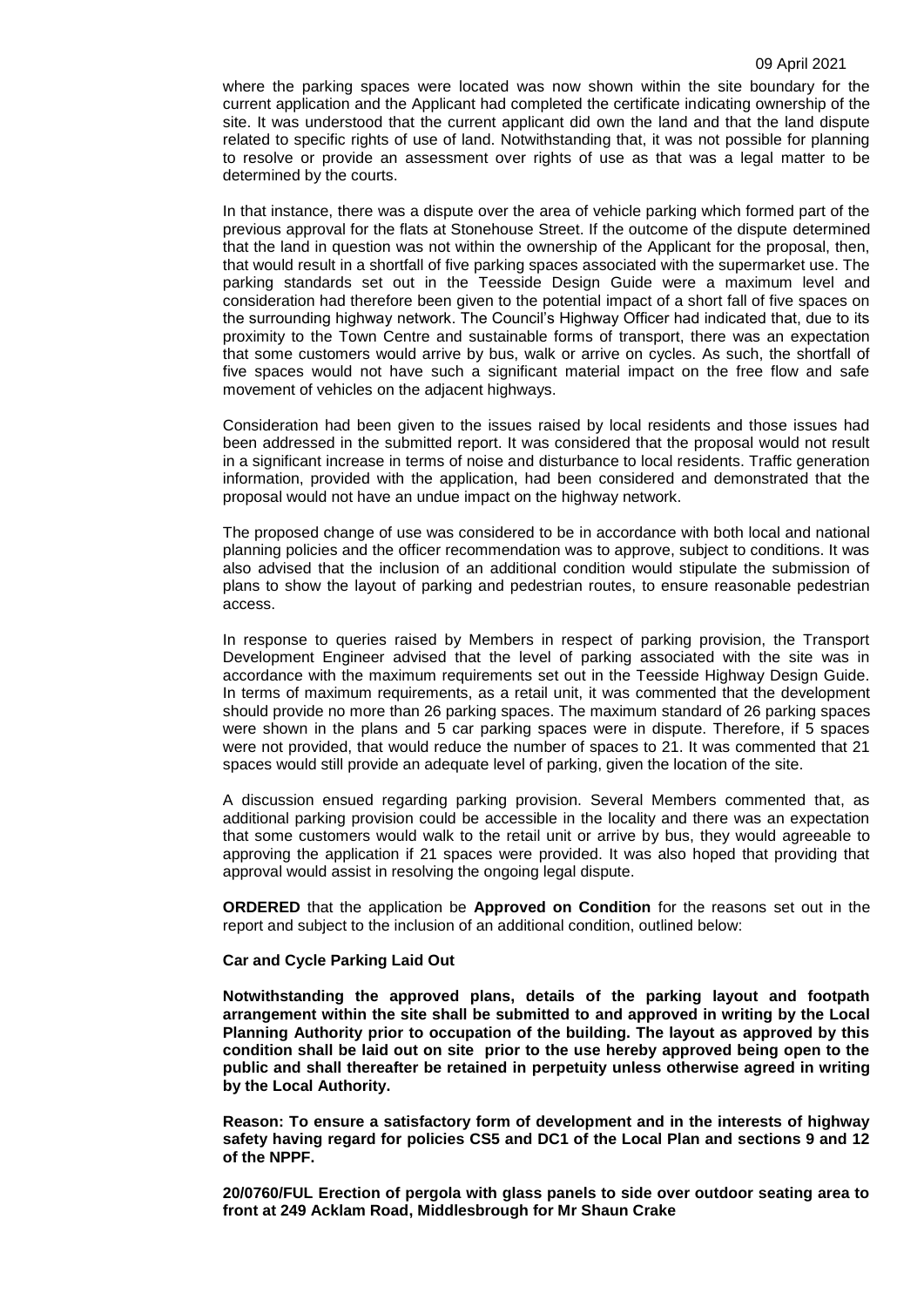where the parking spaces were located was now shown within the site boundary for the current application and the Applicant had completed the certificate indicating ownership of the site. It was understood that the current applicant did own the land and that the land dispute related to specific rights of use of land. Notwithstanding that, it was not possible for planning to resolve or provide an assessment over rights of use as that was a legal matter to be determined by the courts.

In that instance, there was a dispute over the area of vehicle parking which formed part of the previous approval for the flats at Stonehouse Street. If the outcome of the dispute determined that the land in question was not within the ownership of the Applicant for the proposal, then, that would result in a shortfall of five parking spaces associated with the supermarket use. The parking standards set out in the Teesside Design Guide were a maximum level and consideration had therefore been given to the potential impact of a short fall of five spaces on the surrounding highway network. The Council's Highway Officer had indicated that, due to its proximity to the Town Centre and sustainable forms of transport, there was an expectation that some customers would arrive by bus, walk or arrive on cycles. As such, the shortfall of five spaces would not have such a significant material impact on the free flow and safe movement of vehicles on the adjacent highways.

Consideration had been given to the issues raised by local residents and those issues had been addressed in the submitted report. It was considered that the proposal would not result in a significant increase in terms of noise and disturbance to local residents. Traffic generation information, provided with the application, had been considered and demonstrated that the proposal would not have an undue impact on the highway network.

The proposed change of use was considered to be in accordance with both local and national planning policies and the officer recommendation was to approve, subject to conditions. It was also advised that the inclusion of an additional condition would stipulate the submission of plans to show the layout of parking and pedestrian routes, to ensure reasonable pedestrian access.

In response to queries raised by Members in respect of parking provision, the Transport Development Engineer advised that the level of parking associated with the site was in accordance with the maximum requirements set out in the Teesside Highway Design Guide. In terms of maximum requirements, as a retail unit, it was commented that the development should provide no more than 26 parking spaces. The maximum standard of 26 parking spaces were shown in the plans and 5 car parking spaces were in dispute. Therefore, if 5 spaces were not provided, that would reduce the number of spaces to 21. It was commented that 21 spaces would still provide an adequate level of parking, given the location of the site.

A discussion ensued regarding parking provision. Several Members commented that, as additional parking provision could be accessible in the locality and there was an expectation that some customers would walk to the retail unit or arrive by bus, they would agreeable to approving the application if 21 spaces were provided. It was also hoped that providing that approval would assist in resolving the ongoing legal dispute.

**ORDERED** that the application be **Approved on Condition** for the reasons set out in the report and subject to the inclusion of an additional condition, outlined below:

**Car and Cycle Parking Laid Out**

**Notwithstanding the approved plans, details of the parking layout and footpath arrangement within the site shall be submitted to and approved in writing by the Local Planning Authority prior to occupation of the building. The layout as approved by this condition shall be laid out on site prior to the use hereby approved being open to the public and shall thereafter be retained in perpetuity unless otherwise agreed in writing by the Local Authority.**

**Reason: To ensure a satisfactory form of development and in the interests of highway safety having regard for policies CS5 and DC1 of the Local Plan and sections 9 and 12 of the NPPF.**

**20/0760/FUL Erection of pergola with glass panels to side over outdoor seating area to front at 249 Acklam Road, Middlesbrough for Mr Shaun Crake**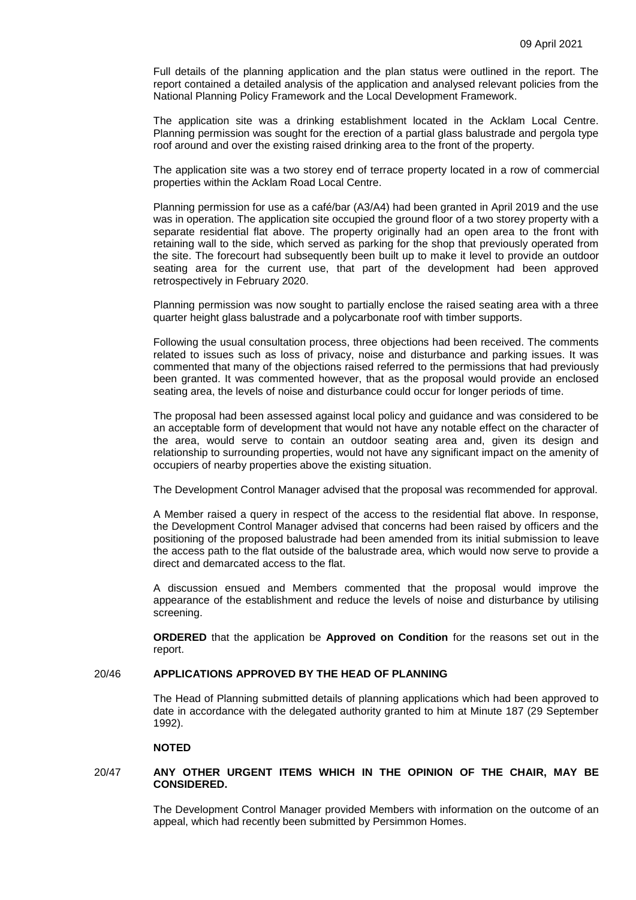Full details of the planning application and the plan status were outlined in the report. The report contained a detailed analysis of the application and analysed relevant policies from the National Planning Policy Framework and the Local Development Framework.

The application site was a drinking establishment located in the Acklam Local Centre. Planning permission was sought for the erection of a partial glass balustrade and pergola type roof around and over the existing raised drinking area to the front of the property.

The application site was a two storey end of terrace property located in a row of commercial properties within the Acklam Road Local Centre.

Planning permission for use as a café/bar (A3/A4) had been granted in April 2019 and the use was in operation. The application site occupied the ground floor of a two storey property with a separate residential flat above. The property originally had an open area to the front with retaining wall to the side, which served as parking for the shop that previously operated from the site. The forecourt had subsequently been built up to make it level to provide an outdoor seating area for the current use, that part of the development had been approved retrospectively in February 2020.

Planning permission was now sought to partially enclose the raised seating area with a three quarter height glass balustrade and a polycarbonate roof with timber supports.

Following the usual consultation process, three objections had been received. The comments related to issues such as loss of privacy, noise and disturbance and parking issues. It was commented that many of the objections raised referred to the permissions that had previously been granted. It was commented however, that as the proposal would provide an enclosed seating area, the levels of noise and disturbance could occur for longer periods of time.

The proposal had been assessed against local policy and guidance and was considered to be an acceptable form of development that would not have any notable effect on the character of the area, would serve to contain an outdoor seating area and, given its design and relationship to surrounding properties, would not have any significant impact on the amenity of occupiers of nearby properties above the existing situation.

The Development Control Manager advised that the proposal was recommended for approval.

A Member raised a query in respect of the access to the residential flat above. In response, the Development Control Manager advised that concerns had been raised by officers and the positioning of the proposed balustrade had been amended from its initial submission to leave the access path to the flat outside of the balustrade area, which would now serve to provide a direct and demarcated access to the flat.

A discussion ensued and Members commented that the proposal would improve the appearance of the establishment and reduce the levels of noise and disturbance by utilising screening.

**ORDERED** that the application be **Approved on Condition** for the reasons set out in the report.

## 20/46 APPLICATIONS APPROVED BY THE HEAD OF PLANNING

The Head of Planning submitted details of planning applications which had been approved to date in accordance with the delegated authority granted to him at Minute 187 (29 September 1992).

**NOTED**

## 20/47 ANY OTHER URGENT ITEMS WHICH IN THE OPINION OF THE CHAIR, MAY BE CONSIDERED.

The Development Control Manager provided Members with information on the outcome of an appeal, which had recently been submitted by Persimmon Homes.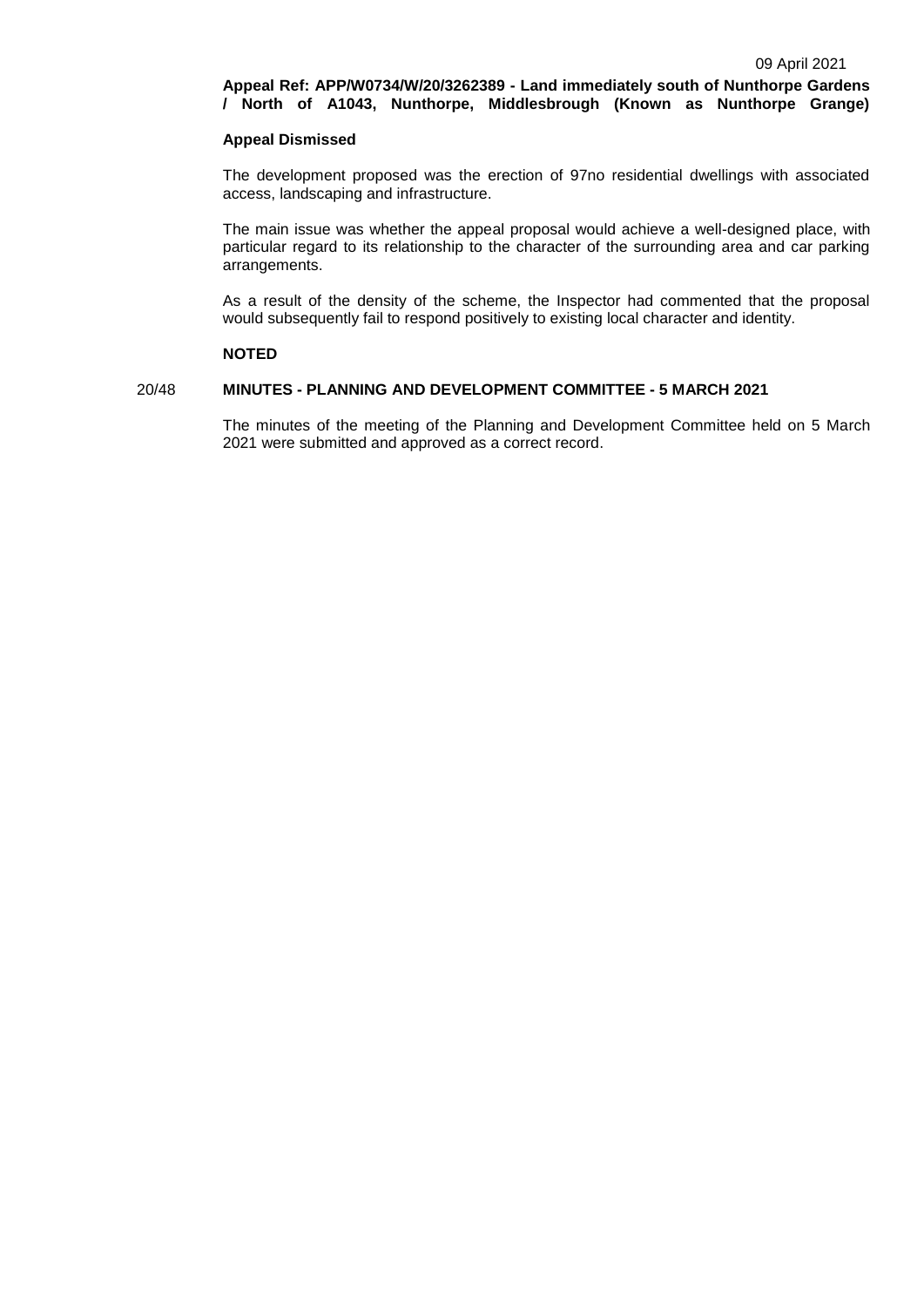09 April 2021

**Appeal Ref: APP/W0734/W/20/3262389 - Land immediately south of Nunthorpe Gardens / North of A1043, Nunthorpe, Middlesbrough (Known as Nunthorpe Grange)**

**Appeal Dismissed**

The development proposed was the erection of 97no residential dwellings with associated access, landscaping and infrastructure.

The main issue was whether the appeal proposal would achieve a well-designed place, with particular regard to its relationship to the character of the surrounding area and car parking arrangements.

As a result of the density of the scheme, the Inspector had commented that the proposal would subsequently fail to respond positively to existing local character and identity.

**NOTED**

20/48 **MINUTES - PLANNING AND DEVELOPMENT COMMITTEE - 5 MARCH 2021**

The minutes of the meeting of the Planning and Development Committee held on 5 March 2021 were submitted and approved as a correct record.